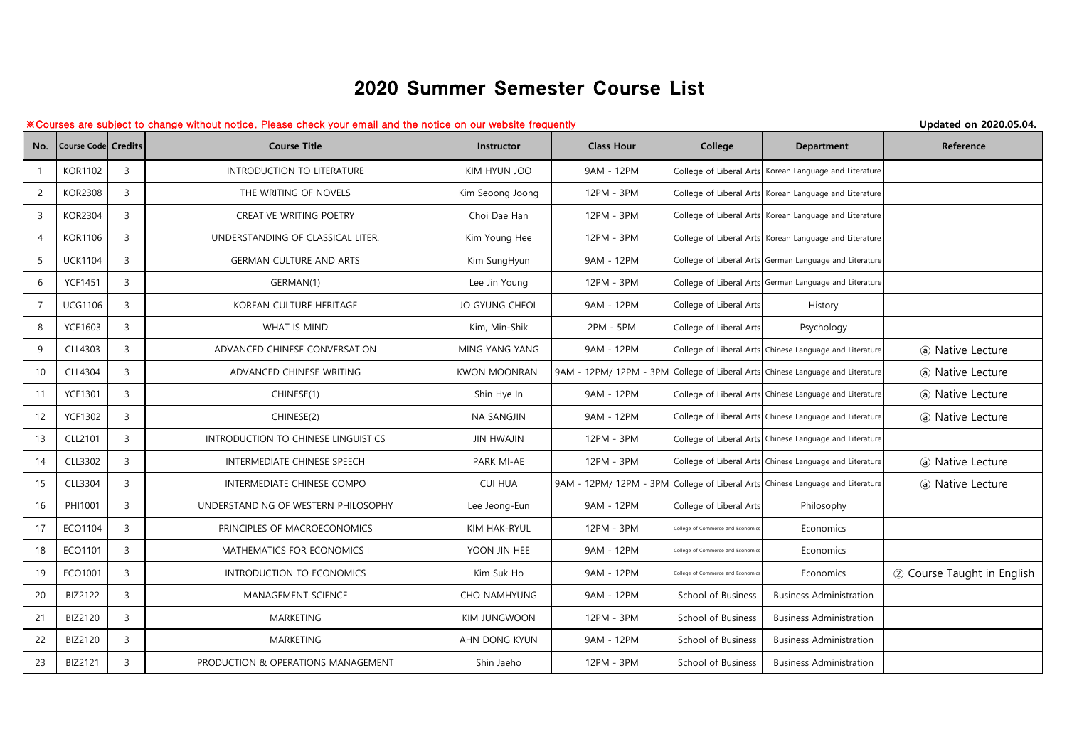# 2020 Summer Semester Course List

※Courses are subject to change without notice. Please check your email and the notice on our website frequently

**Updated on 2020.05.04.**

| No. | Course Code | Credits | Course Title | Instructor | Class Hour | College | Department | Reference |
|---|---|---|---|---|---|---|---|---|
| 1 | KOR1102 | 3 | INTRODUCTION TO LITERATURE | KIM HYUN JOO | 9AM - 12PM | College of Liberal Arts | Korean Language and Literature | |
| 2 | KOR2308 | 3 | THE WRITING OF NOVELS | Kim Seoong Joong | 12PM - 3PM | College of Liberal Arts | Korean Language and Literature | |
| 3 | KOR2304 | 3 | CREATIVE WRITING POETRY | Choi Dae Han | 12PM - 3PM | College of Liberal Arts | Korean Language and Literature | |
| 4 | KOR1106 | 3 | UNDERSTANDING OF CLASSICAL LITER. | Kim Young Hee | 12PM - 3PM | College of Liberal Arts | Korean Language and Literature | |
| 5 | UCK1104 | 3 | GERMAN CULTURE AND ARTS | Kim SungHyun | 9AM - 12PM | College of Liberal Arts | German Language and Literature | |
| 6 | YCF1451 | 3 | GERMAN(1) | Lee Jin Young | 12PM - 3PM | College of Liberal Arts | German Language and Literature | |
| 7 | UCG1106 | 3 | KOREAN CULTURE HERITAGE | JO GYUNG CHEOL | 9AM - 12PM | College of Liberal Arts | History | |
| 8 | YCE1603 | 3 | WHAT IS MIND | Kim, Min-Shik | 2PM - 5PM | College of Liberal Arts | Psychology | |
| 9 | CLL4303 | 3 | ADVANCED CHINESE CONVERSATION | MING YANG YANG | 9AM - 12PM | College of Liberal Arts | Chinese Language and Literature | ⓐ Native Lecture |
| 10 | CLL4304 | 3 | ADVANCED CHINESE WRITING | KWON MOONRAN | 9AM - 12PM/ 12PM - 3PM | College of Liberal Arts | Chinese Language and Literature | ⓐ Native Lecture |
| 11 | YCF1301 | 3 | CHINESE(1) | Shin Hye In | 9AM - 12PM | College of Liberal Arts | Chinese Language and Literature | ⓐ Native Lecture |
| 12 | YCF1302 | 3 | CHINESE(2) | NA SANGJIN | 9AM - 12PM | College of Liberal Arts | Chinese Language and Literature | ⓐ Native Lecture |
| 13 | CLL2101 | 3 | INTRODUCTION TO CHINESE LINGUISTICS | JIN HWAJIN | 12PM - 3PM | College of Liberal Arts | Chinese Language and Literature | |
| 14 | CLL3302 | 3 | INTERMEDIATE CHINESE SPEECH | PARK MI-AE | 12PM - 3PM | College of Liberal Arts | Chinese Language and Literature | ⓐ Native Lecture |
| 15 | CLL3304 | 3 | INTERMEDIATE CHINESE COMPO | CUI HUA | 9AM - 12PM/ 12PM - 3PM | College of Liberal Arts | Chinese Language and Literature | ⓐ Native Lecture |
| 16 | PHI1001 | 3 | UNDERSTANDING OF WESTERN PHILOSOPHY | Lee Jeong-Eun | 9AM - 12PM | College of Liberal Arts | Philosophy | |
| 17 | ECO1104 | 3 | PRINCIPLES OF MACROECONOMICS | KIM HAK-RYUL | 12PM - 3PM | College of Commerce and Economics | Economics | |
| 18 | ECO1101 | 3 | MATHEMATICS FOR ECONOMICS I | YOON JIN HEE | 9AM - 12PM | College of Commerce and Economics | Economics | |
| 19 | ECO1001 | 3 | INTRODUCTION TO ECONOMICS | Kim Suk Ho | 9AM - 12PM | College of Commerce and Economics | Economics | ② Course Taught in English |
| 20 | BIZ2122 | 3 | MANAGEMENT SCIENCE | CHO NAMHYUNG | 9AM - 12PM | School of Business | Business Administration | |
| 21 | BIZ2120 | 3 | MARKETING | KIM JUNGWOON | 12PM - 3PM | School of Business | Business Administration | |
| 22 | BIZ2120 | 3 | MARKETING | AHN DONG KYUN | 9AM - 12PM | School of Business | Business Administration | |
| 23 | BIZ2121 | 3 | PRODUCTION & OPERATIONS MANAGEMENT | Shin Jaeho | 12PM - 3PM | School of Business | Business Administration | |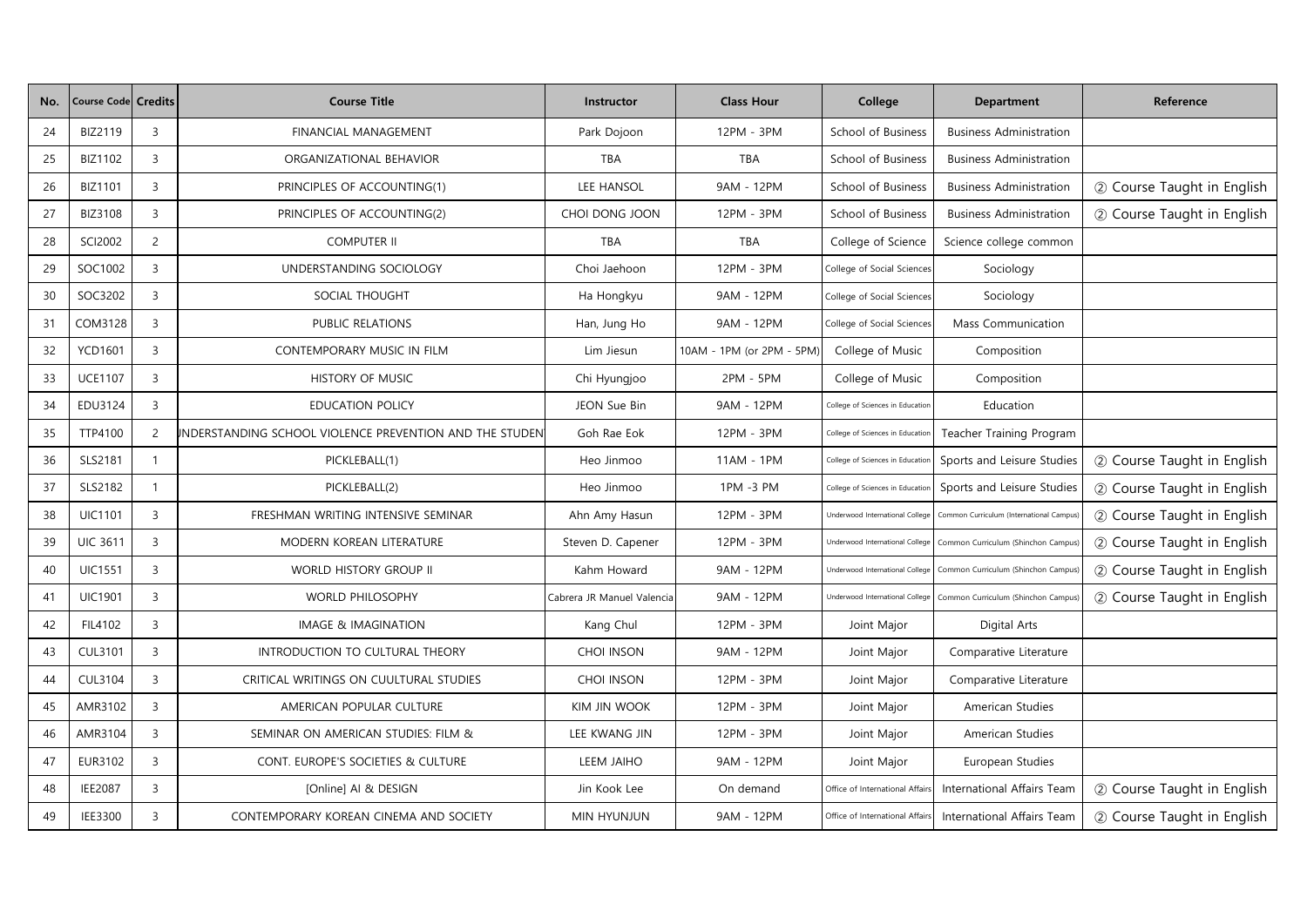| No. | Course Code | Credits | Course Title | Instructor | Class Hour | College | Department | Reference |
|---|---|---|---|---|---|---|---|---|
| 24 | BIZ2119 | 3 | FINANCIAL MANAGEMENT | Park Dojoon | 12PM - 3PM | School of Business | Business Administration | |
| 25 | BIZ1102 | 3 | ORGANIZATIONAL BEHAVIOR | TBA | TBA | School of Business | Business Administration | |
| 26 | BIZ1101 | 3 | PRINCIPLES OF ACCOUNTING(1) | LEE HANSOL | 9AM - 12PM | School of Business | Business Administration | ② Course Taught in English |
| 27 | BIZ3108 | 3 | PRINCIPLES OF ACCOUNTING(2) | CHOI DONG JOON | 12PM - 3PM | School of Business | Business Administration | ② Course Taught in English |
| 28 | SCI2002 | 2 | COMPUTER II | TBA | TBA | College of Science | Science college common | |
| 29 | SOC1002 | 3 | UNDERSTANDING SOCIOLOGY | Choi Jaehoon | 12PM - 3PM | College of Social Sciences | Sociology | |
| 30 | SOC3202 | 3 | SOCIAL THOUGHT | Ha Hongkyu | 9AM - 12PM | College of Social Sciences | Sociology | |
| 31 | COM3128 | 3 | PUBLIC RELATIONS | Han, Jung Ho | 9AM - 12PM | College of Social Sciences | Mass Communication | |
| 32 | YCD1601 | 3 | CONTEMPORARY MUSIC IN FILM | Lim Jiesun | 10AM - 1PM (or 2PM - 5PM) | College of Music | Composition | |
| 33 | UCE1107 | 3 | HISTORY OF MUSIC | Chi Hyungjoo | 2PM - 5PM | College of Music | Composition | |
| 34 | EDU3124 | 3 | EDUCATION POLICY | JEON Sue Bin | 9AM - 12PM | College of Sciences in Education | Education | |
| 35 | TTP4100 | 2 | UNDERSTANDING SCHOOL VIOLENCE PREVENTION AND THE STUDEN | Goh Rae Eok | 12PM - 3PM | College of Sciences in Education | Teacher Training Program | |
| 36 | SLS2181 | 1 | PICKLEBALL(1) | Heo Jinmoo | 11AM - 1PM | College of Sciences in Education | Sports and Leisure Studies | ② Course Taught in English |
| 37 | SLS2182 | 1 | PICKLEBALL(2) | Heo Jinmoo | 1PM -3 PM | College of Sciences in Education | Sports and Leisure Studies | ② Course Taught in English |
| 38 | UIC1101 | 3 | FRESHMAN WRITING INTENSIVE SEMINAR | Ahn Amy Hasun | 12PM - 3PM | Underwood International College | Common Curriculum (International Campus) | ② Course Taught in English |
| 39 | UIC 3611 | 3 | MODERN KOREAN LITERATURE | Steven D. Capener | 12PM - 3PM | Underwood International College | Common Curriculum (Shinchon Campus) | ② Course Taught in English |
| 40 | UIC1551 | 3 | WORLD HISTORY GROUP II | Kahm Howard | 9AM - 12PM | Underwood International College | Common Curriculum (Shinchon Campus) | ② Course Taught in English |
| 41 | UIC1901 | 3 | WORLD PHILOSOPHY | Cabrera JR Manuel Valencia | 9AM - 12PM | Underwood International College | Common Curriculum (Shinchon Campus) | ② Course Taught in English |
| 42 | FIL4102 | 3 | IMAGE & IMAGINATION | Kang Chul | 12PM - 3PM | Joint Major | Digital Arts | |
| 43 | CUL3101 | 3 | INTRODUCTION TO CULTURAL THEORY | CHOI INSON | 9AM - 12PM | Joint Major | Comparative Literature | |
| 44 | CUL3104 | 3 | CRITICAL WRITINGS ON CUULTURAL STUDIES | CHOI INSON | 12PM - 3PM | Joint Major | Comparative Literature | |
| 45 | AMR3102 | 3 | AMERICAN POPULAR CULTURE | KIM JIN WOOK | 12PM - 3PM | Joint Major | American Studies | |
| 46 | AMR3104 | 3 | SEMINAR ON AMERICAN STUDIES: FILM & | LEE KWANG JIN | 12PM - 3PM | Joint Major | American Studies | |
| 47 | EUR3102 | 3 | CONT. EUROPE'S SOCIETIES & CULTURE | LEEM JAIHO | 9AM - 12PM | Joint Major | European Studies | |
| 48 | IEE2087 | 3 | [Online] AI & DESIGN | Jin Kook Lee | On demand | Office of International Affairs | International Affairs Team | ② Course Taught in English |
| 49 | IEE3300 | 3 | CONTEMPORARY KOREAN CINEMA AND SOCIETY | MIN HYUNJUN | 9AM - 12PM | Office of International Affairs | International Affairs Team | ② Course Taught in English |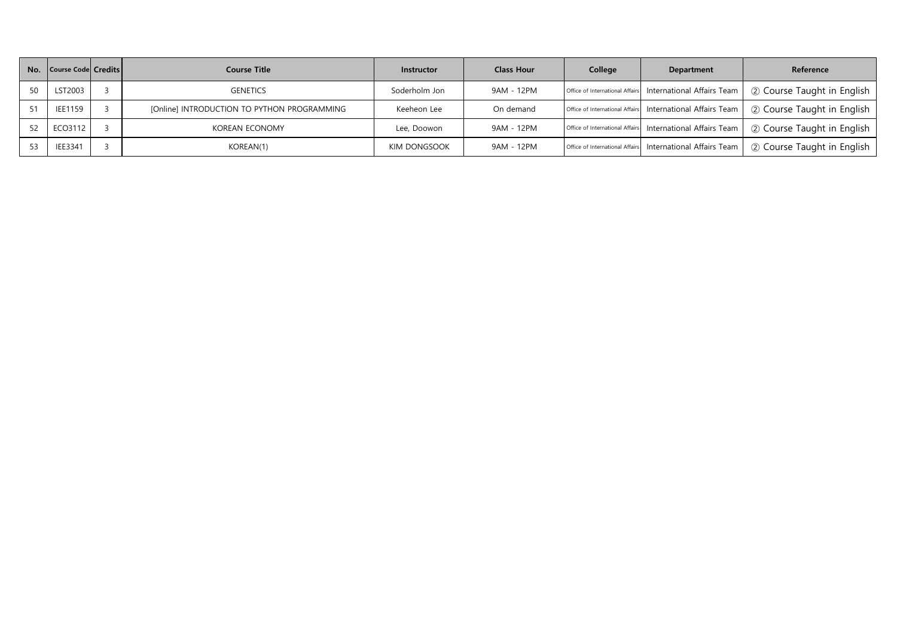| No. | Course Code | Credits | Course Title | Instructor | Class Hour | College | Department | Reference |
|---|---|---|---|---|---|---|---|---|
| 50 | LST2003 | 3 | GENETICS | Soderholm Jon | 9AM - 12PM | Office of International Affairs | International Affairs Team | ② Course Taught in English |
| 51 | IEE1159 | 3 | [Online] INTRODUCTION TO PYTHON PROGRAMMING | Keeheon Lee | On demand | Office of International Affairs | International Affairs Team | ② Course Taught in English |
| 52 | ECO3112 | 3 | KOREAN ECONOMY | Lee, Doowon | 9AM - 12PM | Office of International Affairs | International Affairs Team | ② Course Taught in English |
| 53 | IEE3341 | 3 | KOREAN(1) | KIM DONGSOOK | 9AM - 12PM | Office of International Affairs | International Affairs Team | ② Course Taught in English |